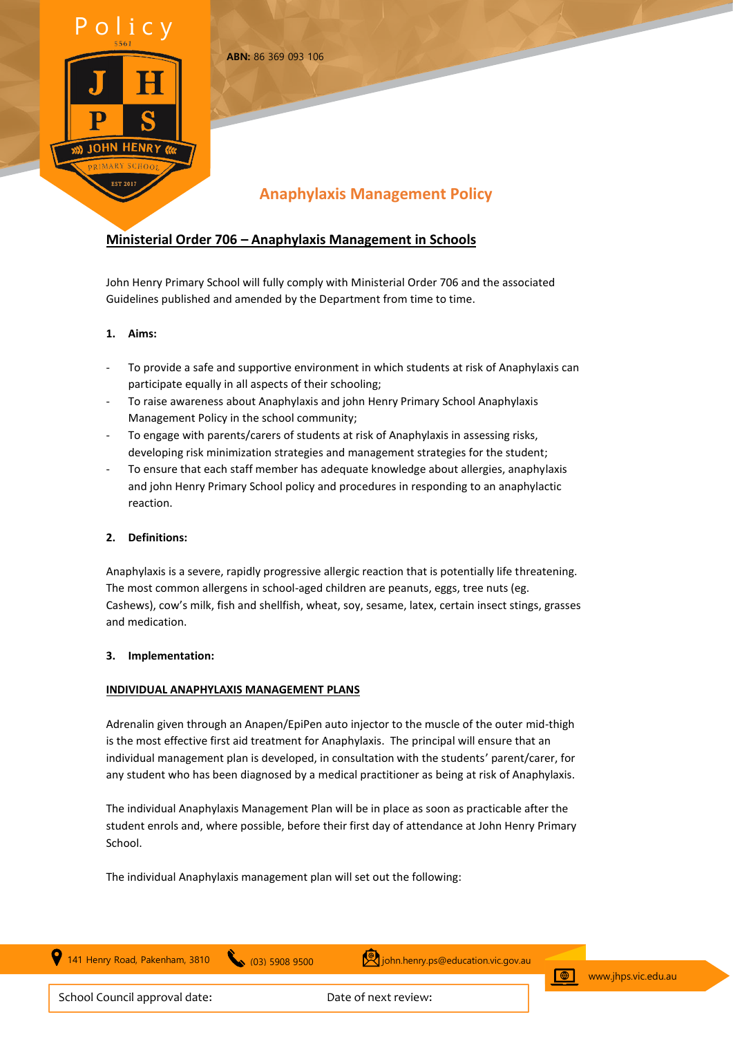ABN: 86 369 093 106

# Anaphylaxis Management Policy

## Ministerial Order 706 – Anaphylaxis Management in Schools

John Henry Primary School will fully comply with Ministerial Order 706 and the associated Guidelines published and amended by the Department from time to time.

### 1. Aims:

- To provide a safe and supportive environment in which students at risk of Anaphylaxis can participate equally in all aspects of their schooling;
- To raise awareness about Anaphylaxis and john Henry Primary School Anaphylaxis Management Policy in the school community;
- To engage with parents/carers of students at risk of Anaphylaxis in assessing risks, developing risk minimization strategies and management strategies for the student;
- To ensure that each staff member has adequate knowledge about allergies, anaphylaxis and john Henry Primary School policy and procedures in responding to an anaphylactic reaction.

### 2. Definitions:

Anaphylaxis is a severe, rapidly progressive allergic reaction that is potentially life threatening. The most common allergens in school-aged children are peanuts, eggs, tree nuts (eg. Cashews), cow's milk, fish and shellfish, wheat, soy, sesame, latex, certain insect stings, grasses and medication.

### 3. Implementation:

**INDIVIDUAL ANAPHYLAXIS MANAGEMENT PLANS**

Adrenalin given through an Anapen/EpiPen auto injector to the muscle of the outer mid-thigh is the most effective first aid treatment for Anaphylaxis. The principal will ensure that an individual management plan is developed, in consultation with the students' parent/carer, for any student who has been diagnosed by a medical practitioner as being at risk of Anaphylaxis.

The individual Anaphylaxis Management Plan will be in place as soon as practicable after the student enrols and, where possible, before their first day of attendance at John Henry Primary School.

The individual Anaphylaxis management plan will set out the following: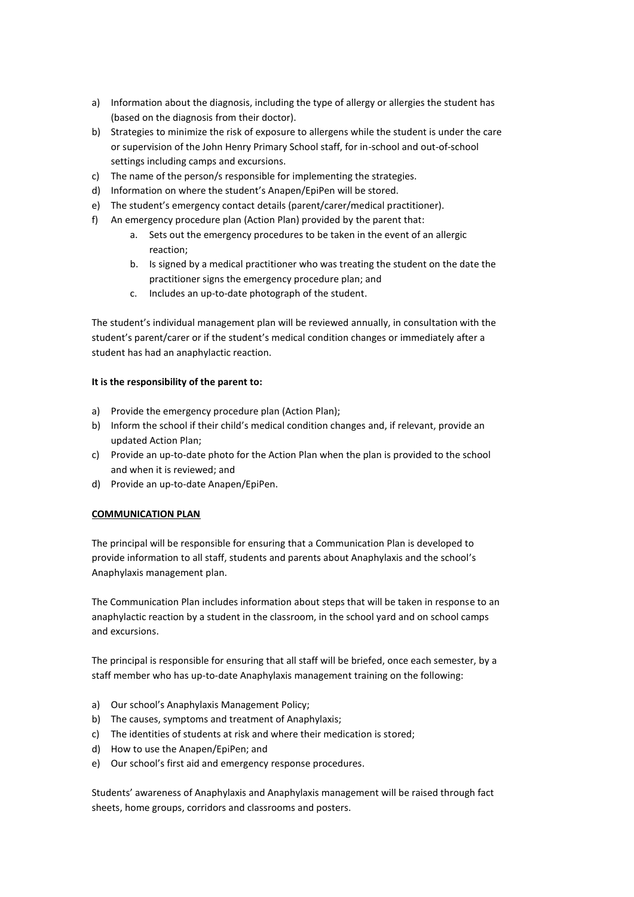a) Information about the diagnosis, including the type of allergy or allergies the student has (based on the diagnosis from their doctor).
b) Strategies to minimize the risk of exposure to allergens while the student is under the care or supervision of the John Henry Primary School staff, for in-school and out-of-school settings including camps and excursions.
c) The name of the person/s responsible for implementing the strategies.
d) Information on where the student's Anapen/EpiPen will be stored.
e) The student's emergency contact details (parent/carer/medical practitioner).
f) An emergency procedure plan (Action Plan) provided by the parent that:
    a. Sets out the emergency procedures to be taken in the event of an allergic reaction;
    b. Is signed by a medical practitioner who was treating the student on the date the practitioner signs the emergency procedure plan; and
    c. Includes an up-to-date photograph of the student.

The student's individual management plan will be reviewed annually, in consultation with the student's parent/carer or if the student's medical condition changes or immediately after a student has had an anaphylactic reaction.

**It is the responsibility of the parent to:**

a) Provide the emergency procedure plan (Action Plan);
b) Inform the school if their child's medical condition changes and, if relevant, provide an updated Action Plan;
c) Provide an up-to-date photo for the Action Plan when the plan is provided to the school and when it is reviewed; and
d) Provide an up-to-date Anapen/EpiPen.

**COMMUNICATION PLAN**

The principal will be responsible for ensuring that a Communication Plan is developed to provide information to all staff, students and parents about Anaphylaxis and the school's Anaphylaxis management plan.

The Communication Plan includes information about steps that will be taken in response to an anaphylactic reaction by a student in the classroom, in the school yard and on school camps and excursions.

The principal is responsible for ensuring that all staff will be briefed, once each semester, by a staff member who has up-to-date Anaphylaxis management training on the following:

a) Our school's Anaphylaxis Management Policy;
b) The causes, symptoms and treatment of Anaphylaxis;
c) The identities of students at risk and where their medication is stored;
d) How to use the Anapen/EpiPen; and
e) Our school's first aid and emergency response procedures.

Students' awareness of Anaphylaxis and Anaphylaxis management will be raised through fact sheets, home groups, corridors and classrooms and posters.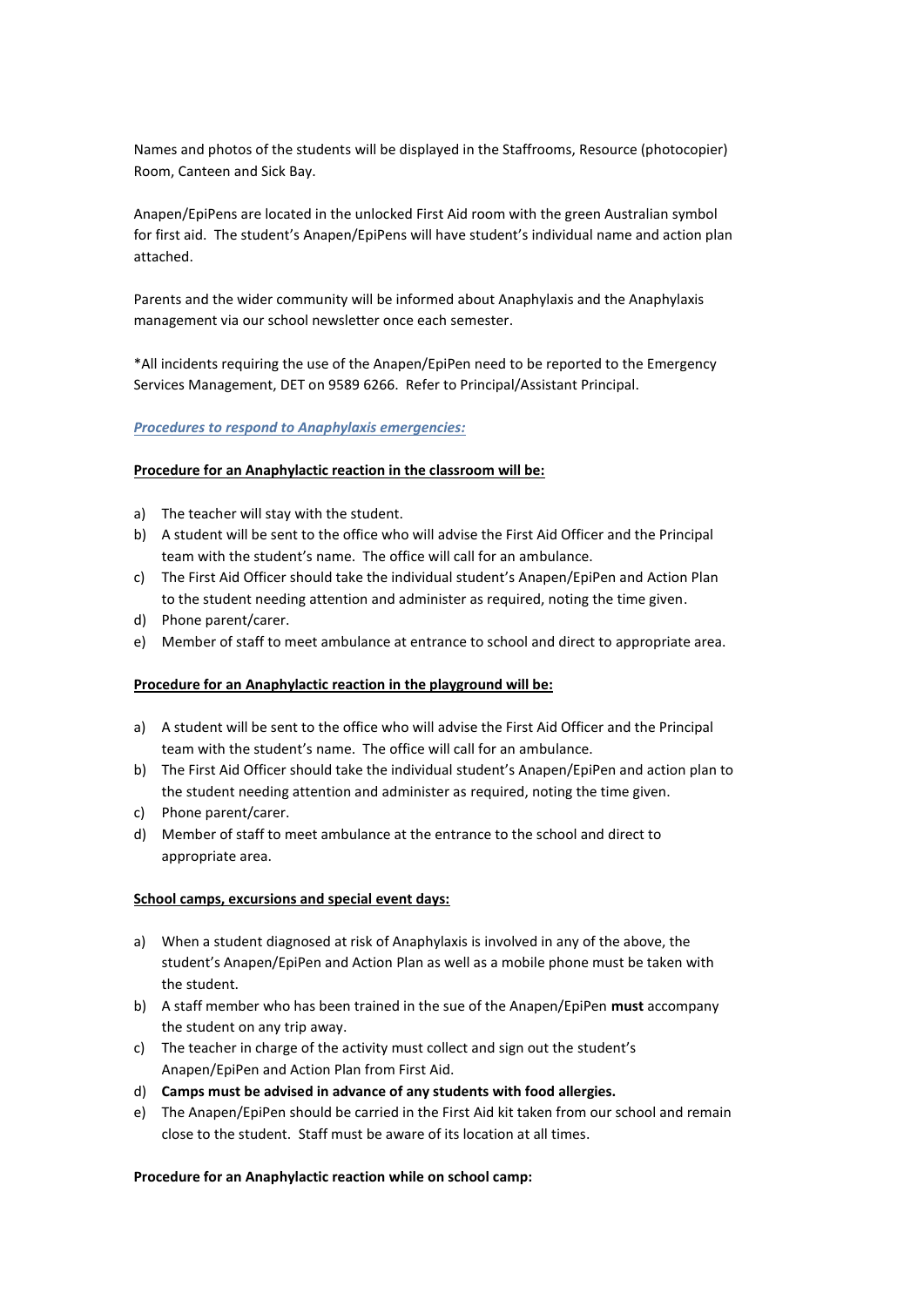Names and photos of the students will be displayed in the Staffrooms, Resource (photocopier) Room, Canteen and Sick Bay.

Anapen/EpiPens are located in the unlocked First Aid room with the green Australian symbol for first aid. The student's Anapen/EpiPens will have student's individual name and action plan attached.

Parents and the wider community will be informed about Anaphylaxis and the Anaphylaxis management via our school newsletter once each semester.

*All incidents requiring the use of the Anapen/EpiPen need to be reported to the Emergency Services Management, DET on 9589 6266. Refer to Principal/Assistant Principal.

***Procedures to respond to Anaphylaxis emergencies:***

**Procedure for an Anaphylactic reaction in the classroom will be:**

a) The teacher will stay with the student.
b) A student will be sent to the office who will advise the First Aid Officer and the Principal team with the student's name. The office will call for an ambulance.
c) The First Aid Officer should take the individual student's Anapen/EpiPen and Action Plan to the student needing attention and administer as required, noting the time given.
d) Phone parent/carer.
e) Member of staff to meet ambulance at entrance to school and direct to appropriate area.

**Procedure for an Anaphylactic reaction in the playground will be:**

a) A student will be sent to the office who will advise the First Aid Officer and the Principal team with the student's name. The office will call for an ambulance.
b) The First Aid Officer should take the individual student's Anapen/EpiPen and action plan to the student needing attention and administer as required, noting the time given.
c) Phone parent/carer.
d) Member of staff to meet ambulance at the entrance to the school and direct to appropriate area.

**School camps, excursions and special event days:**

a) When a student diagnosed at risk of Anaphylaxis is involved in any of the above, the student's Anapen/EpiPen and Action Plan as well as a mobile phone must be taken with the student.
b) A staff member who has been trained in the sue of the Anapen/EpiPen **must** accompany the student on any trip away.
c) The teacher in charge of the activity must collect and sign out the student's Anapen/EpiPen and Action Plan from First Aid.
d) **Camps must be advised in advance of any students with food allergies.**
e) The Anapen/EpiPen should be carried in the First Aid kit taken from our school and remain close to the student. Staff must be aware of its location at all times.

**Procedure for an Anaphylactic reaction while on school camp:**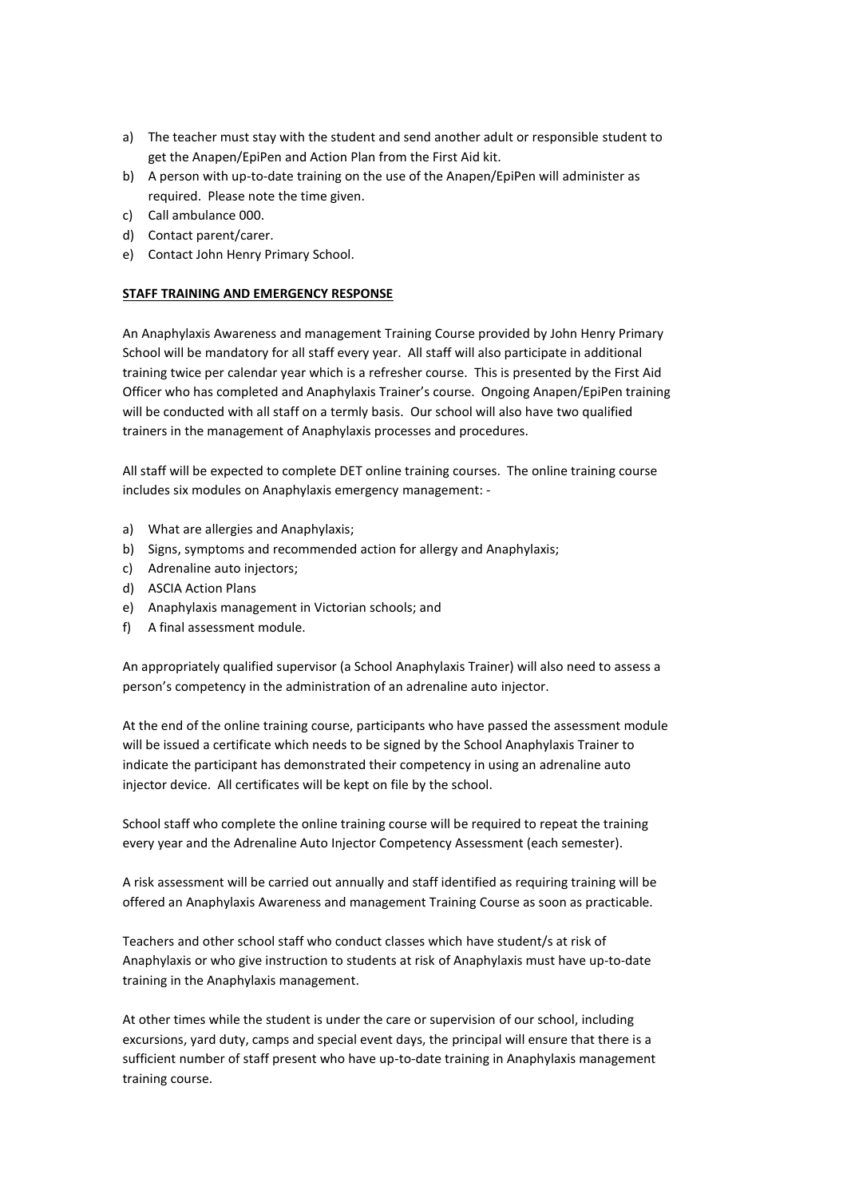a) The teacher must stay with the student and send another adult or responsible student to get the Anapen/EpiPen and Action Plan from the First Aid kit.
b) A person with up-to-date training on the use of the Anapen/EpiPen will administer as required. Please note the time given.
c) Call ambulance 000.
d) Contact parent/carer.
e) Contact John Henry Primary School.

**STAFF TRAINING AND EMERGENCY RESPONSE**

An Anaphylaxis Awareness and management Training Course provided by John Henry Primary School will be mandatory for all staff every year. All staff will also participate in additional training twice per calendar year which is a refresher course. This is presented by the First Aid Officer who has completed and Anaphylaxis Trainer's course. Ongoing Anapen/EpiPen training will be conducted with all staff on a termly basis. Our school will also have two qualified trainers in the management of Anaphylaxis processes and procedures.

All staff will be expected to complete DET online training courses. The online training course includes six modules on Anaphylaxis emergency management: -

a) What are allergies and Anaphylaxis;
b) Signs, symptoms and recommended action for allergy and Anaphylaxis;
c) Adrenaline auto injectors;
d) ASCIA Action Plans
e) Anaphylaxis management in Victorian schools; and
f) A final assessment module.

An appropriately qualified supervisor (a School Anaphylaxis Trainer) will also need to assess a person's competency in the administration of an adrenaline auto injector.

At the end of the online training course, participants who have passed the assessment module will be issued a certificate which needs to be signed by the School Anaphylaxis Trainer to indicate the participant has demonstrated their competency in using an adrenaline auto injector device. All certificates will be kept on file by the school.

School staff who complete the online training course will be required to repeat the training every year and the Adrenaline Auto Injector Competency Assessment (each semester).

A risk assessment will be carried out annually and staff identified as requiring training will be offered an Anaphylaxis Awareness and management Training Course as soon as practicable.

Teachers and other school staff who conduct classes which have student/s at risk of Anaphylaxis or who give instruction to students at risk of Anaphylaxis must have up-to-date training in the Anaphylaxis management.

At other times while the student is under the care or supervision of our school, including excursions, yard duty, camps and special event days, the principal will ensure that there is a sufficient number of staff present who have up-to-date training in Anaphylaxis management training course.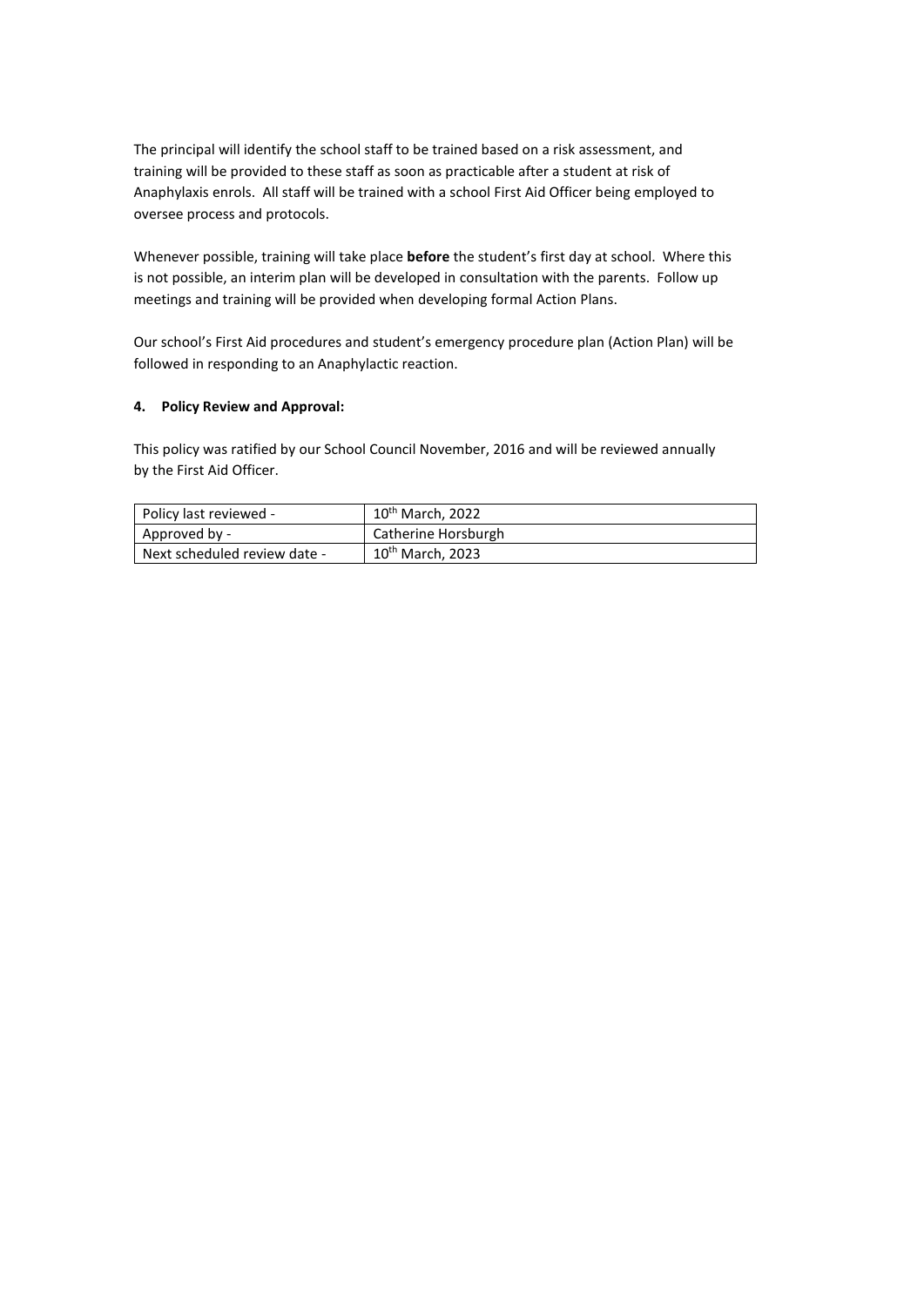The principal will identify the school staff to be trained based on a risk assessment, and training will be provided to these staff as soon as practicable after a student at risk of Anaphylaxis enrols. All staff will be trained with a school First Aid Officer being employed to oversee process and protocols.

Whenever possible, training will take place **before** the student's first day at school. Where this is not possible, an interim plan will be developed in consultation with the parents. Follow up meetings and training will be provided when developing formal Action Plans.

Our school's First Aid procedures and student's emergency procedure plan (Action Plan) will be followed in responding to an Anaphylactic reaction.

#### 4. Policy Review and Approval:

This policy was ratified by our School Council November, 2016 and will be reviewed annually by the First Aid Officer.

| | |
|---|---|
| Policy last reviewed - | 10th March, 2022 |
| Approved by - | Catherine Horsburgh |
| Next scheduled review date - | 10th March, 2023 |